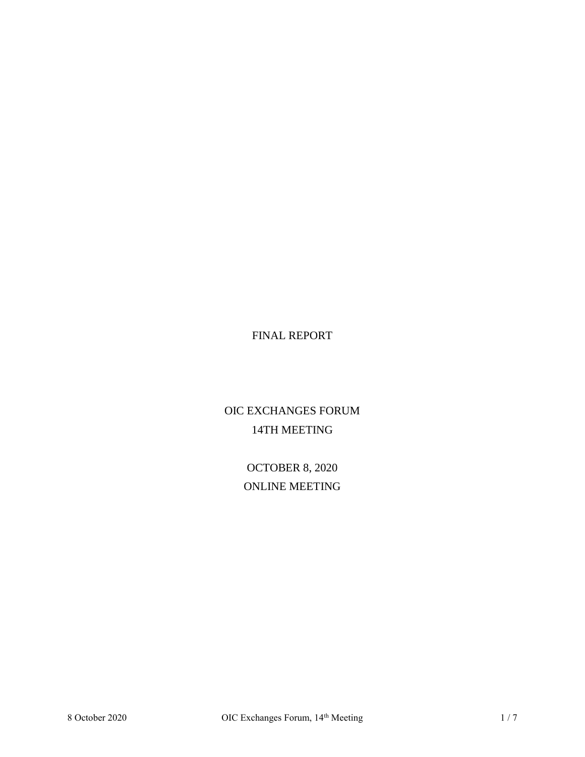# FINAL REPORT

# OIC EXCHANGES FORUM
# 14TH MEETING

OCTOBER 8, 2020

ONLINE MEETING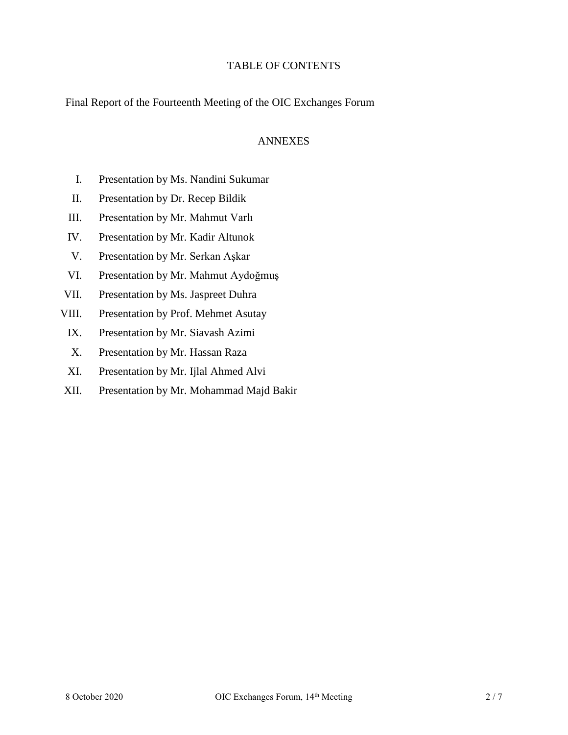# TABLE OF CONTENTS

Final Report of the Fourteenth Meeting of the OIC Exchanges Forum

## ANNEXES

I. Presentation by Ms. Nandini Sukumar

II. Presentation by Dr. Recep Bildik

III. Presentation by Mr. Mahmut Varlı

IV. Presentation by Mr. Kadir Altunok

V. Presentation by Mr. Serkan Aşkar

VI. Presentation by Mr. Mahmut Aydoğmuş

VII. Presentation by Ms. Jaspreet Duhra

VIII. Presentation by Prof. Mehmet Asutay

IX. Presentation by Mr. Siavash Azimi

X. Presentation by Mr. Hassan Raza

XI. Presentation by Mr. Ijlal Ahmed Alvi

XII. Presentation by Mr. Mohammad Majd Bakir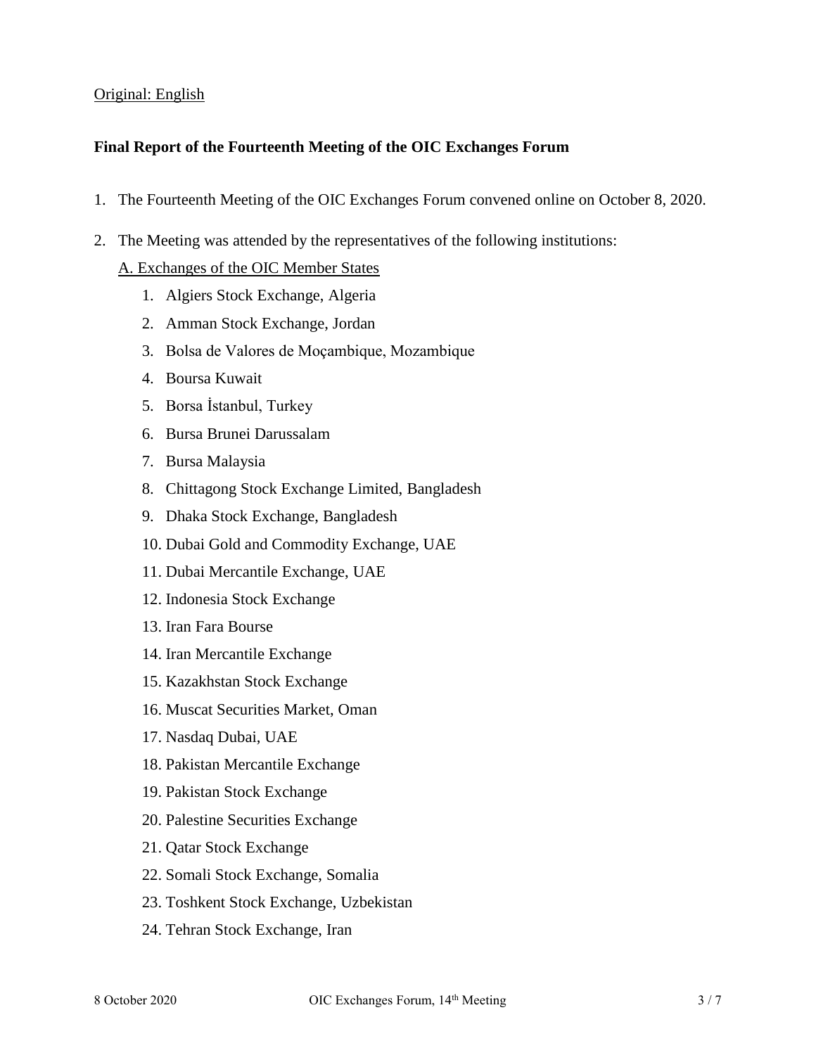Original: English

**Final Report of the Fourteenth Meeting of the OIC Exchanges Forum**

1. The Fourteenth Meeting of the OIC Exchanges Forum convened online on October 8, 2020.

2. The Meeting was attended by the representatives of the following institutions:

   A. Exchanges of the OIC Member States

   1. Algiers Stock Exchange, Algeria
   2. Amman Stock Exchange, Jordan
   3. Bolsa de Valores de Moçambique, Mozambique
   4. Boursa Kuwait
   5. Borsa İstanbul, Turkey
   6. Bursa Brunei Darussalam
   7. Bursa Malaysia
   8. Chittagong Stock Exchange Limited, Bangladesh
   9. Dhaka Stock Exchange, Bangladesh
   10. Dubai Gold and Commodity Exchange, UAE
   11. Dubai Mercantile Exchange, UAE
   12. Indonesia Stock Exchange
   13. Iran Fara Bourse
   14. Iran Mercantile Exchange
   15. Kazakhstan Stock Exchange
   16. Muscat Securities Market, Oman
   17. Nasdaq Dubai, UAE
   18. Pakistan Mercantile Exchange
   19. Pakistan Stock Exchange
   20. Palestine Securities Exchange
   21. Qatar Stock Exchange
   22. Somali Stock Exchange, Somalia
   23. Toshkent Stock Exchange, Uzbekistan
   24. Tehran Stock Exchange, Iran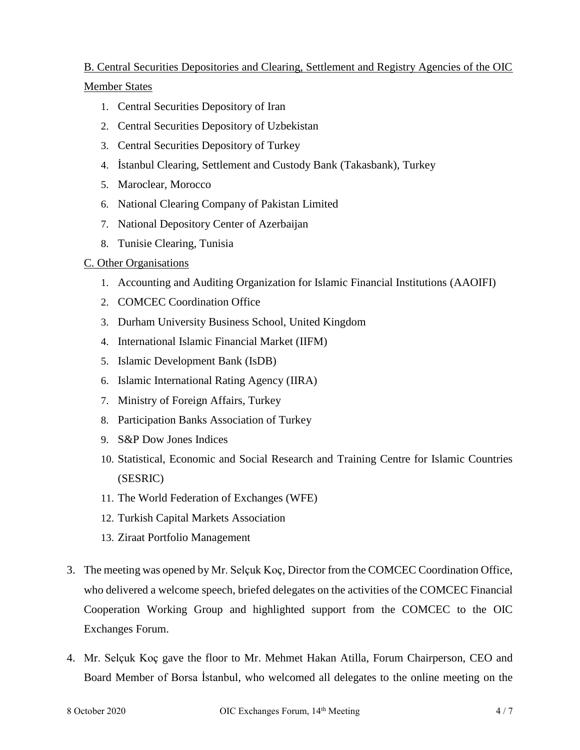B. Central Securities Depositories and Clearing, Settlement and Registry Agencies of the OIC Member States

1. Central Securities Depository of Iran
2. Central Securities Depository of Uzbekistan
3. Central Securities Depository of Turkey
4. İstanbul Clearing, Settlement and Custody Bank (Takasbank), Turkey
5. Maroclear, Morocco
6. National Clearing Company of Pakistan Limited
7. National Depository Center of Azerbaijan
8. Tunisie Clearing, Tunisia

C. Other Organisations

1. Accounting and Auditing Organization for Islamic Financial Institutions (AAOIFI)
2. COMCEC Coordination Office
3. Durham University Business School, United Kingdom
4. International Islamic Financial Market (IIFM)
5. Islamic Development Bank (IsDB)
6. Islamic International Rating Agency (IIRA)
7. Ministry of Foreign Affairs, Turkey
8. Participation Banks Association of Turkey
9. S&P Dow Jones Indices
10. Statistical, Economic and Social Research and Training Centre for Islamic Countries (SESRIC)
11. The World Federation of Exchanges (WFE)
12. Turkish Capital Markets Association
13. Ziraat Portfolio Management

3. The meeting was opened by Mr. Selçuk Koç, Director from the COMCEC Coordination Office, who delivered a welcome speech, briefed delegates on the activities of the COMCEC Financial Cooperation Working Group and highlighted support from the COMCEC to the OIC Exchanges Forum.

4. Mr. Selçuk Koç gave the floor to Mr. Mehmet Hakan Atilla, Forum Chairperson, CEO and Board Member of Borsa İstanbul, who welcomed all delegates to the online meeting on the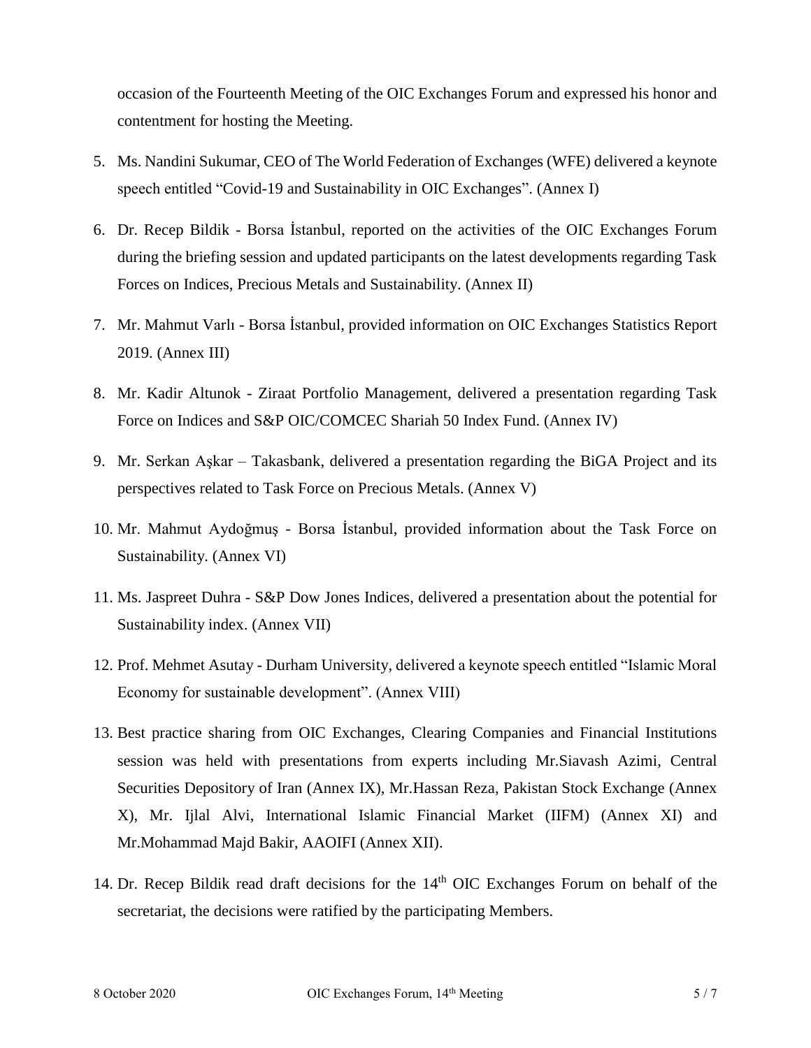occasion of the Fourteenth Meeting of the OIC Exchanges Forum and expressed his honor and contentment for hosting the Meeting.

5. Ms. Nandini Sukumar, CEO of The World Federation of Exchanges (WFE) delivered a keynote speech entitled "Covid-19 and Sustainability in OIC Exchanges". (Annex I)
6. Dr. Recep Bildik - Borsa İstanbul, reported on the activities of the OIC Exchanges Forum during the briefing session and updated participants on the latest developments regarding Task Forces on Indices, Precious Metals and Sustainability. (Annex II)
7. Mr. Mahmut Varlı - Borsa İstanbul, provided information on OIC Exchanges Statistics Report 2019. (Annex III)
8. Mr. Kadir Altunok - Ziraat Portfolio Management, delivered a presentation regarding Task Force on Indices and S&P OIC/COMCEC Shariah 50 Index Fund. (Annex IV)
9. Mr. Serkan Aşkar – Takasbank, delivered a presentation regarding the BiGA Project and its perspectives related to Task Force on Precious Metals. (Annex V)
10. Mr. Mahmut Aydoğmuş - Borsa İstanbul, provided information about the Task Force on Sustainability. (Annex VI)
11. Ms. Jaspreet Duhra - S&P Dow Jones Indices, delivered a presentation about the potential for Sustainability index. (Annex VII)
12. Prof. Mehmet Asutay - Durham University, delivered a keynote speech entitled "Islamic Moral Economy for sustainable development". (Annex VIII)
13. Best practice sharing from OIC Exchanges, Clearing Companies and Financial Institutions session was held with presentations from experts including Mr.Siavash Azimi, Central Securities Depository of Iran (Annex IX), Mr.Hassan Reza, Pakistan Stock Exchange (Annex X), Mr. Ijlal Alvi, International Islamic Financial Market (IIFM) (Annex XI) and Mr.Mohammad Majd Bakir, AAOIFI (Annex XII).
14. Dr. Recep Bildik read draft decisions for the 14th OIC Exchanges Forum on behalf of the secretariat, the decisions were ratified by the participating Members.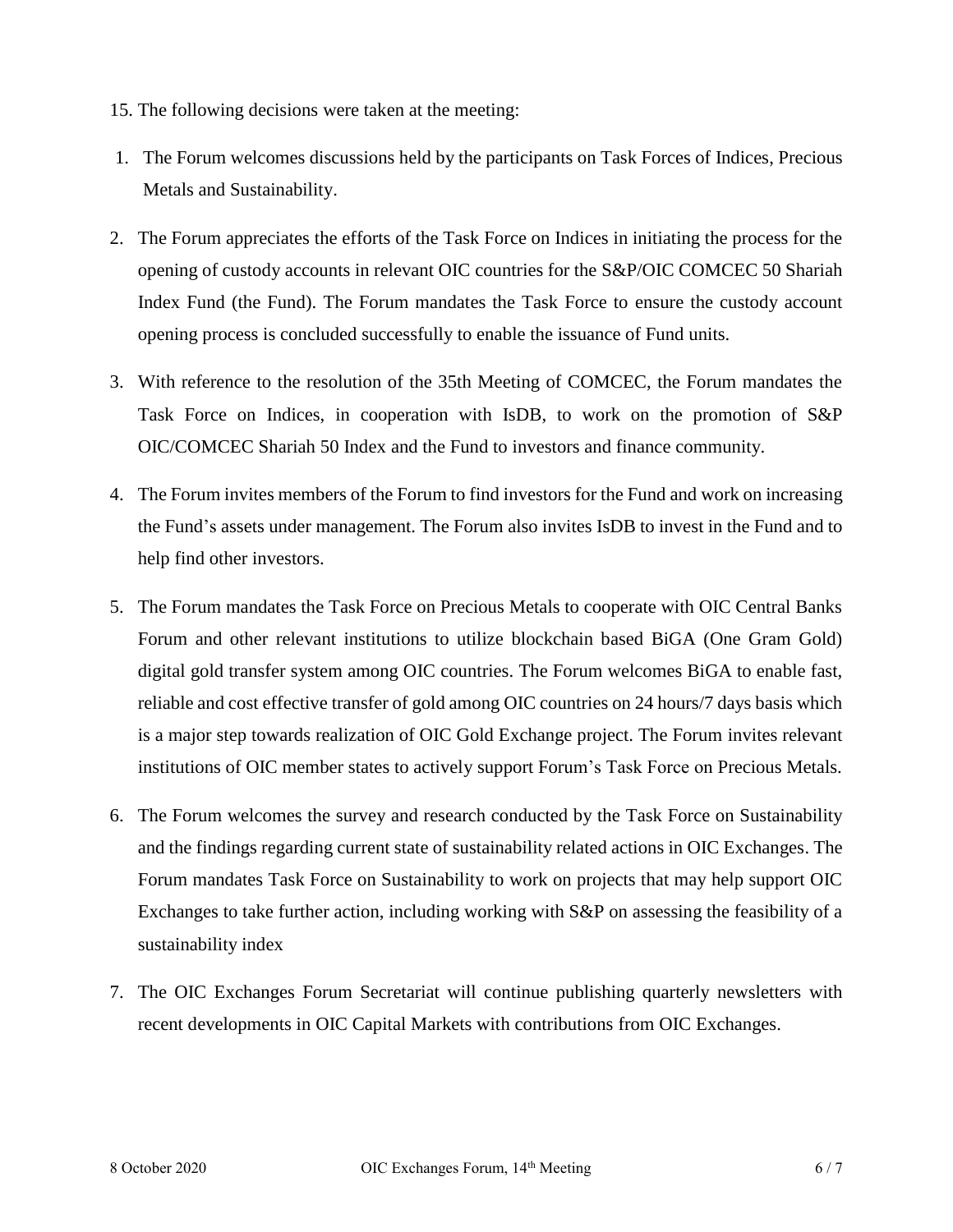15. The following decisions were taken at the meeting:

1. The Forum welcomes discussions held by the participants on Task Forces of Indices, Precious Metals and Sustainability.
2. The Forum appreciates the efforts of the Task Force on Indices in initiating the process for the opening of custody accounts in relevant OIC countries for the S&P/OIC COMCEC 50 Shariah Index Fund (the Fund). The Forum mandates the Task Force to ensure the custody account opening process is concluded successfully to enable the issuance of Fund units.
3. With reference to the resolution of the 35th Meeting of COMCEC, the Forum mandates the Task Force on Indices, in cooperation with IsDB, to work on the promotion of S&P OIC/COMCEC Shariah 50 Index and the Fund to investors and finance community.
4. The Forum invites members of the Forum to find investors for the Fund and work on increasing the Fund's assets under management. The Forum also invites IsDB to invest in the Fund and to help find other investors.
5. The Forum mandates the Task Force on Precious Metals to cooperate with OIC Central Banks Forum and other relevant institutions to utilize blockchain based BiGA (One Gram Gold) digital gold transfer system among OIC countries. The Forum welcomes BiGA to enable fast, reliable and cost effective transfer of gold among OIC countries on 24 hours/7 days basis which is a major step towards realization of OIC Gold Exchange project. The Forum invites relevant institutions of OIC member states to actively support Forum's Task Force on Precious Metals.
6. The Forum welcomes the survey and research conducted by the Task Force on Sustainability and the findings regarding current state of sustainability related actions in OIC Exchanges. The Forum mandates Task Force on Sustainability to work on projects that may help support OIC Exchanges to take further action, including working with S&P on assessing the feasibility of a sustainability index
7. The OIC Exchanges Forum Secretariat will continue publishing quarterly newsletters with recent developments in OIC Capital Markets with contributions from OIC Exchanges.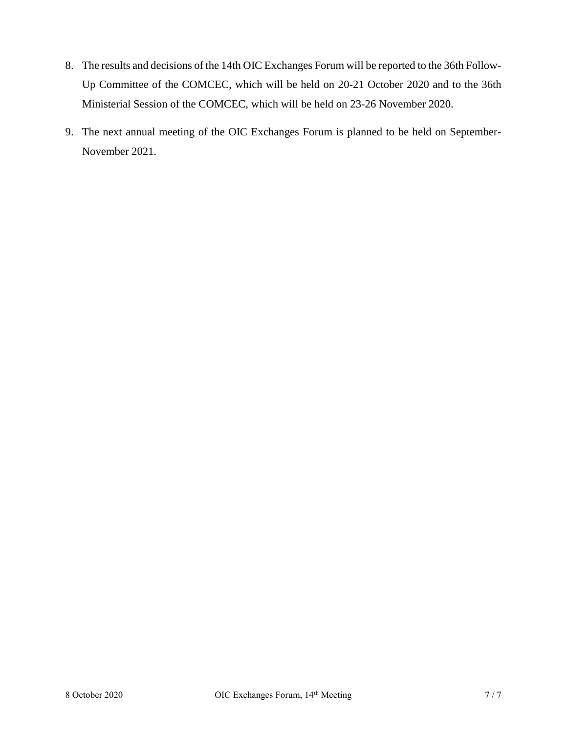8. The results and decisions of the 14th OIC Exchanges Forum will be reported to the 36th Follow-Up Committee of the COMCEC, which will be held on 20-21 October 2020 and to the 36th Ministerial Session of the COMCEC, which will be held on 23-26 November 2020.

9. The next annual meeting of the OIC Exchanges Forum is planned to be held on September-November 2021.